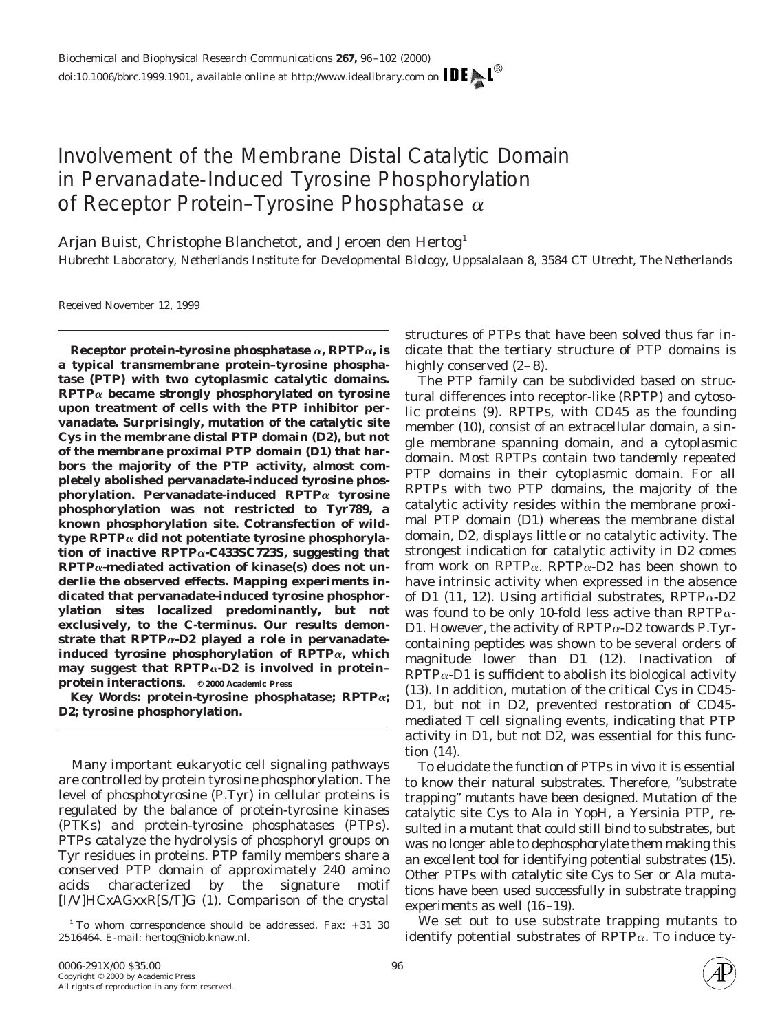# Involvement of the Membrane Distal Catalytic Domain in Pervanadate-Induced Tyrosine Phosphorylation of Receptor Protein–Tyrosine Phosphatase α

Arjan Buist, Christophe Blanchetot, and Jeroen den Hertog[1]

*Hubrecht Laboratory, Netherlands Institute for Developmental Biology, Uppsalalaan 8, 3584 CT Utrecht, The Netherlands*

Received November 12, 1999

**Receptor protein-tyrosine phosphatase α, RPTPα, is a typical transmembrane protein–tyrosine phosphatase (PTP) with two cytoplasmic catalytic domains. RPTPα became strongly phosphorylated on tyrosine upon treatment of cells with the PTP inhibitor pervanadate. Surprisingly, mutation of the catalytic site Cys in the membrane distal PTP domain (D2), but not of the membrane proximal PTP domain (D1) that harbors the majority of the PTP activity, almost completely abolished pervanadate-induced tyrosine phosphorylation. Pervanadate-induced RPTPα tyrosine phosphorylation was not restricted to Tyr789, a known phosphorylation site. Cotransfection of wild-type RPTPα did not potentiate tyrosine phosphorylation of inactive RPTPα-C433SC723S, suggesting that RPTPα-mediated activation of kinase(s) does not underlie the observed effects. Mapping experiments indicated that pervanadate-induced tyrosine phosphorylation sites localized predominantly, but not exclusively, to the C-terminus. Our results demonstrate that RPTPα-D2 played a role in pervanadate-induced tyrosine phosphorylation of RPTPα, which may suggest that RPTPα-D2 is involved in protein–protein interactions.** © 2000 Academic Press

**Key Words:** protein-tyrosine phosphatase; RPTPα; D2; tyrosine phosphorylation.

Many important eukaryotic cell signaling pathways are controlled by protein tyrosine phosphorylation. The level of phosphotyrosine (P.Tyr) in cellular proteins is regulated by the balance of protein-tyrosine kinases (PTKs) and protein-tyrosine phosphatases (PTPs). PTPs catalyze the hydrolysis of phosphoryl groups on Tyr residues in proteins. PTP family members share a conserved PTP domain of approximately 240 amino acids characterized by the signature motif [I/V]HCxAGxxR[S/T]G (1). Comparison of the crystal structures of PTPs that have been solved thus far indicate that the tertiary structure of PTP domains is highly conserved (2–8).

The PTP family can be subdivided based on structural differences into receptor-like (RPTP) and cytosolic proteins (9). RPTPs, with CD45 as the founding member (10), consist of an extracellular domain, a single membrane spanning domain, and a cytoplasmic domain. Most RPTPs contain two tandemly repeated PTP domains in their cytoplasmic domain. For all RPTPs with two PTP domains, the majority of the catalytic activity resides within the membrane proximal PTP domain (D1) whereas the membrane distal domain, D2, displays little or no catalytic activity. The strongest indication for catalytic activity in D2 comes from work on RPTPα. RPTPα-D2 has been shown to have intrinsic activity when expressed in the absence of D1 (11, 12). Using artificial substrates, RPTPα-D2 was found to be only 10-fold less active than RPTPα-D1. However, the activity of RPTPα-D2 towards P.Tyr-containing peptides was shown to be several orders of magnitude lower than D1 (12). Inactivation of RPTPα-D1 is sufficient to abolish its biological activity (13). In addition, mutation of the critical Cys in CD45-D1, but not in D2, prevented restoration of CD45-mediated T cell signaling events, indicating that PTP activity in D1, but not D2, was essential for this function (14).

To elucidate the function of PTPs in vivo it is essential to know their natural substrates. Therefore, "substrate trapping" mutants have been designed. Mutation of the catalytic site Cys to Ala in YopH, a Yersinia PTP, resulted in a mutant that could still bind to substrates, but was no longer able to dephosphorylate them making this an excellent tool for identifying potential substrates (15). Other PTPs with catalytic site Cys to Ser or Ala mutations have been used successfully in substrate trapping experiments as well (16–19).

We set out to use substrate trapping mutants to identify potential substrates of RPTPα. To induce ty-

[1] To whom correspondence should be addressed. Fax: +31 30 2516464. E-mail: hertog@niob.knaw.nl.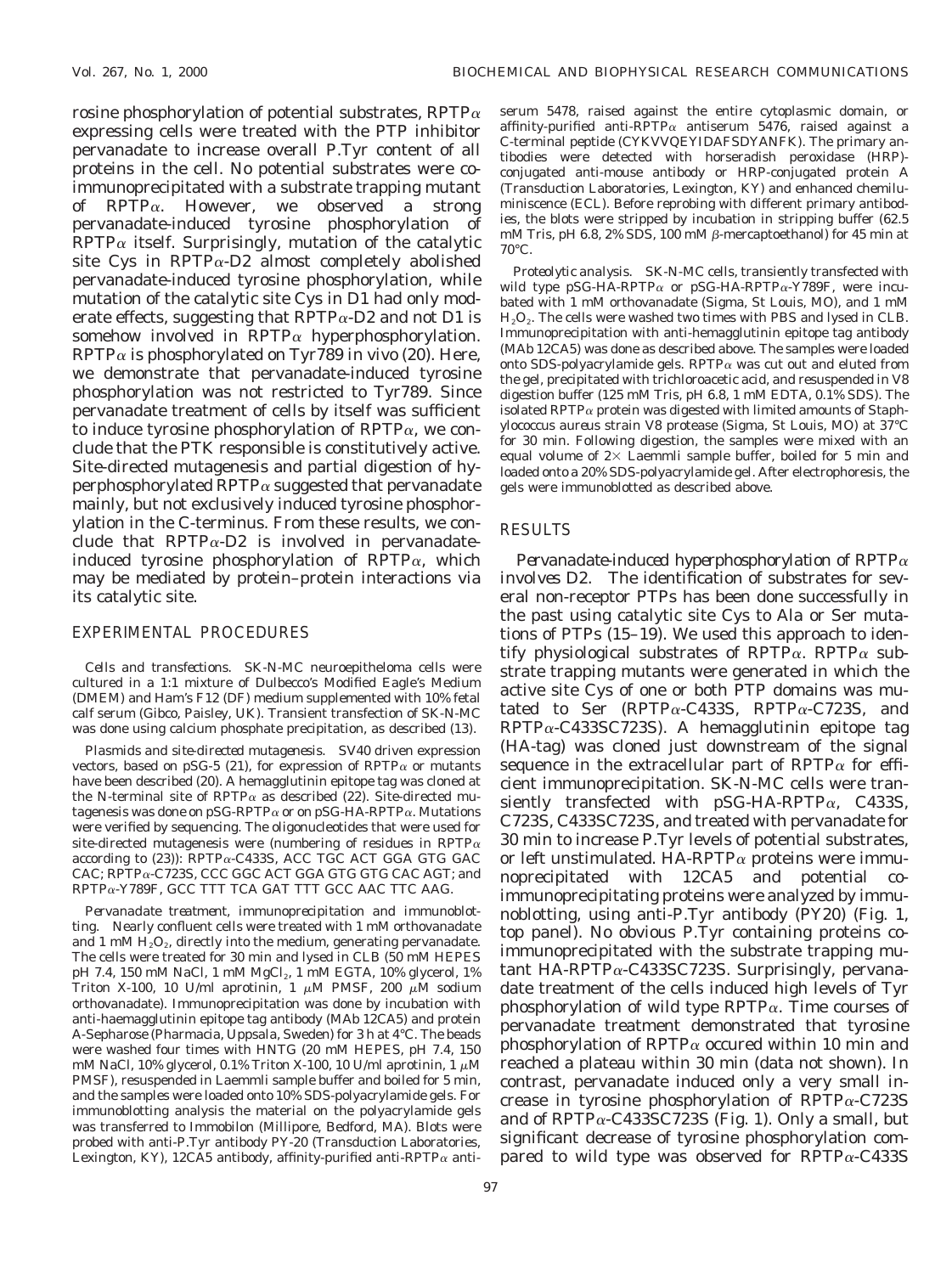rosine phosphorylation of potential substrates, RPTPα expressing cells were treated with the PTP inhibitor pervanadate to increase overall P.Tyr content of all proteins in the cell. No potential substrates were co-immunoprecipitated with a substrate trapping mutant of RPTPα. However, we observed a strong pervanadate-induced tyrosine phosphorylation of RPTPα itself. Surprisingly, mutation of the catalytic site Cys in RPTPα-D2 almost completely abolished pervanadate-induced tyrosine phosphorylation, while mutation of the catalytic site Cys in D1 had only moderate effects, suggesting that RPTPα-D2 and not D1 is somehow involved in RPTPα hyperphosphorylation. RPTPα is phosphorylated on Tyr789 in vivo (20). Here, we demonstrate that pervanadate-induced tyrosine phosphorylation was not restricted to Tyr789. Since pervanadate treatment of cells by itself was sufficient to induce tyrosine phosphorylation of RPTPα, we conclude that the PTK responsible is constitutively active. Site-directed mutagenesis and partial digestion of hyperphosphorylated RPTPα suggested that pervanadate mainly, but not exclusively induced tyrosine phosphorylation in the C-terminus. From these results, we conclude that RPTPα-D2 is involved in pervanadate-induced tyrosine phosphorylation of RPTPα, which may be mediated by protein–protein interactions via its catalytic site.

## EXPERIMENTAL PROCEDURES

*Cells and transfections.* SK-N-MC neuroepitheloma cells were cultured in a 1:1 mixture of Dulbecco's Modified Eagle's Medium (DMEM) and Ham's F12 (DF) medium supplemented with 10% fetal calf serum (Gibco, Paisley, UK). Transient transfection of SK-N-MC was done using calcium phosphate precipitation, as described (13).

*Plasmids and site-directed mutagenesis.* SV40 driven expression vectors, based on pSG-5 (21), for expression of RPTPα or mutants have been described (20). A hemagglutinin epitope tag was cloned at the N-terminal site of RPTPα as described (22). Site-directed mutagenesis was done on pSG-RPTPα or on pSG-HA-RPTPα. Mutations were verified by sequencing. The oligonucleotides that were used for site-directed mutagenesis were (numbering of residues in RPTPα according to (23)): RPTPα-C433S, ACC TGC ACT GGA GTG GAC CAC; RPTPα-C723S, CCC GGC ACT GGA GTG GTG CAC AGT; and RPTPα-Y789F, GCC TTT TCA GAT TTT GCC AAC TTC AAG.

*Pervanadate treatment, immunoprecipitation and immunoblotting.* Nearly confluent cells were treated with 1 mM orthovanadate and 1 mM $H_2O_2$, directly into the medium, generating pervanadate. The cells were treated for 30 min and lysed in CLB (50 mM HEPES pH 7.4, 150 mM NaCl, 1 mM $MgCl_2$, 1 mM EGTA, 10% glycerol, 1% Triton X-100, 10 U/ml aprotinin, 1 μM PMSF, 200 μM sodium orthovanadate). Immunoprecipitation was done by incubation with anti-haemagglutinin epitope tag antibody (MAb 12CA5) and protein A-Sepharose (Pharmacia, Uppsala, Sweden) for 3 h at 4°C. The beads were washed four times with HNTG (20 mM HEPES, pH 7.4, 150 mM NaCl, 10% glycerol, 0.1% Triton X-100, 10 U/ml aprotinin, 1 μM PMSF), resuspended in Laemmli sample buffer and boiled for 5 min, and the samples were loaded onto 10% SDS-polyacrylamide gels. For immunoblotting analysis the material on the polyacrylamide gels was transferred to Immobilon (Millipore, Bedford, MA). Blots were probed with anti-P.Tyr antibody PY-20 (Transduction Laboratories, Lexington, KY), 12CA5 antibody, affinity-purified anti-RPTPα antiserum 5478, raised against the entire cytoplasmic domain, or affinity-purified anti-RPTPα antiserum 5476, raised against a C-terminal peptide (CYKVVQEYIDAFSDYANFK). The primary antibodies were detected with horseradish peroxidase (HRP)-conjugated anti-mouse antibody or HRP-conjugated protein A (Transduction Laboratories, Lexington, KY) and enhanced chemiluminiscence (ECL). Before reprobing with different primary antibodies, the blots were stripped by incubation in stripping buffer (62.5 mM Tris, pH 6.8, 2% SDS, 100 mM β-mercaptoethanol) for 45 min at 70°C.

*Proteolytic analysis.* SK-N-MC cells, transiently transfected with wild type pSG-HA-RPTPα or pSG-HA-RPTPα-Y789F, were incubated with 1 mM orthovanadate (Sigma, St Louis, MO), and 1 mM $H_2O_2$. The cells were washed two times with PBS and lysed in CLB. Immunoprecipitation with anti-hemagglutinin epitope tag antibody (MAb 12CA5) was done as described above. The samples were loaded onto SDS-polyacrylamide gels. RPTPα was cut out and eluted from the gel, precipitated with trichloroacetic acid, and resuspended in V8 digestion buffer (125 mM Tris, pH 6.8, 1 mM EDTA, 0.1% SDS). The isolated RPTPα protein was digested with limited amounts of *Staphylococcus aureus* strain V8 protease (Sigma, St Louis, MO) at 37°C for 30 min. Following digestion, the samples were mixed with an equal volume of 2× Laemmli sample buffer, boiled for 5 min and loaded onto a 20% SDS-polyacrylamide gel. After electrophoresis, the gels were immunoblotted as described above.

## RESULTS

*Pervanadate-induced hyperphosphorylation of RPTPα involves D2.* The identification of substrates for several non-receptor PTPs has been done successfully in the past using catalytic site Cys to Ala or Ser mutations of PTPs (15–19). We used this approach to identify physiological substrates of RPTPα. RPTPα substrate trapping mutants were generated in which the active site Cys of one or both PTP domains was mutated to Ser (RPTPα-C433S, RPTPα-C723S, and RPTPα-C433SC723S). A hemagglutinin epitope tag (HA-tag) was cloned just downstream of the signal sequence in the extracellular part of RPTPα for efficient immunoprecipitation. SK-N-MC cells were transiently transfected with pSG-HA-RPTPα, C433S, C723S, C433SC723S, and treated with pervanadate for 30 min to increase P.Tyr levels of potential substrates, or left unstimulated. HA-RPTPα proteins were immunoprecipitated with 12CA5 and potential co-immunoprecipitating proteins were analyzed by immunoblotting, using anti-P.Tyr antibody (PY20) (Fig. 1, top panel). No obvious P.Tyr containing proteins co-immunoprecipitated with the substrate trapping mutant HA-RPTPα-C433SC723S. Surprisingly, pervanadate treatment of the cells induced high levels of Tyr phosphorylation of wild type RPTPα. Time courses of pervanadate treatment demonstrated that tyrosine phosphorylation of RPTPα occured within 10 min and reached a plateau within 30 min (data not shown). In contrast, pervanadate induced only a very small increase in tyrosine phosphorylation of RPTPα-C723S and of RPTPα-C433SC723S (Fig. 1). Only a small, but significant decrease of tyrosine phosphorylation compared to wild type was observed for RPTPα-C433S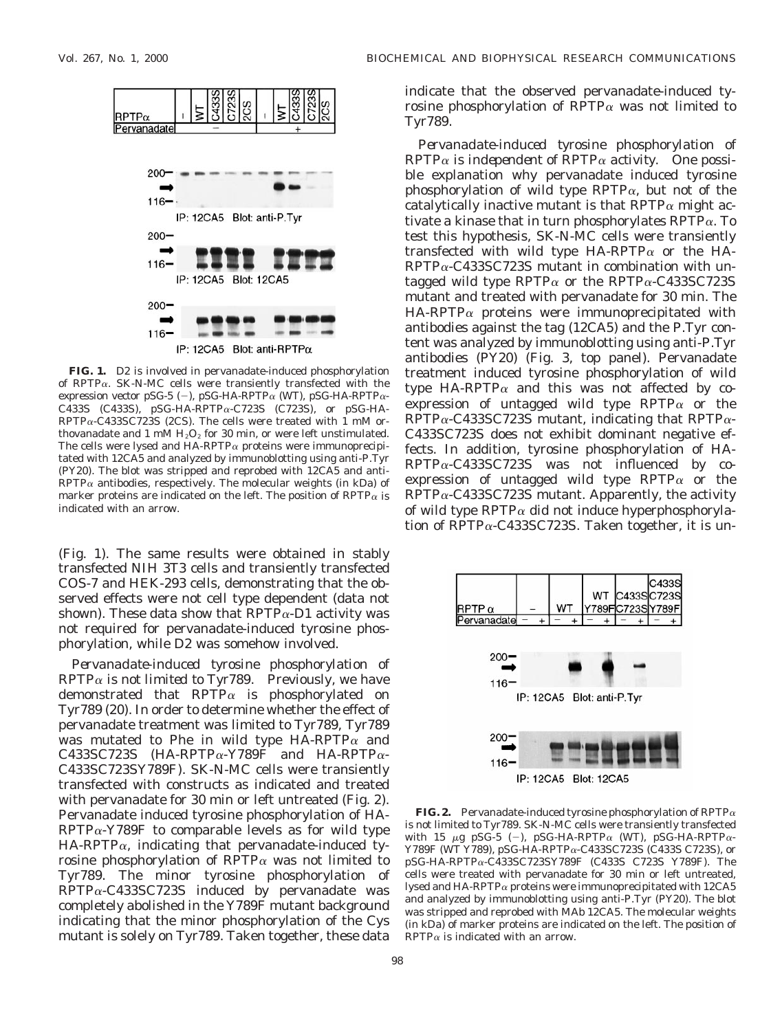**FIG. 1.** D2 is involved in pervanadate-induced phosphorylation of RPTPα. SK-N-MC cells were transiently transfected with the expression vector pSG-5 (−), pSG-HA-RPTPα (WT), pSG-HA-RPTPα-C433S (C433S), pSG-HA-RPTPα-C723S (C723S), or pSG-HA-RPTPα-C433SC723S (2CS). The cells were treated with 1 mM orthovanadate and 1 mM $H_2O_2$ for 30 min, or were left unstimulated. The cells were lysed and HA-RPTPα proteins were immunoprecipitated with 12CA5 and analyzed by immunoblotting using anti-P.Tyr (PY20). The blot was stripped and reprobed with 12CA5 and anti-RPTPα antibodies, respectively. The molecular weights (in kDa) of marker proteins are indicated on the left. The position of RPTPα is indicated with an arrow.

(Fig. 1). The same results were obtained in stably transfected NIH 3T3 cells and transiently transfected COS-7 and HEK-293 cells, demonstrating that the observed effects were not cell type dependent (data not shown). These data show that RPTPα-D1 activity was not required for pervanadate-induced tyrosine phosphorylation, while D2 was somehow involved.

*Pervanadate-induced tyrosine phosphorylation of RPTPα is not limited to Tyr789.* Previously, we have demonstrated that RPTPα is phosphorylated on Tyr789 (20). In order to determine whether the effect of pervanadate treatment was limited to Tyr789, Tyr789 was mutated to Phe in wild type HA-RPTPα and C433SC723S (HA-RPTPα-Y789F and HA-RPTPα-C433SC723SY789F). SK-N-MC cells were transiently transfected with constructs as indicated and treated with pervanadate for 30 min or left untreated (Fig. 2). Pervanadate induced tyrosine phosphorylation of HA-RPTPα-Y789F to comparable levels as for wild type HA-RPTPα, indicating that pervanadate-induced tyrosine phosphorylation of RPTPα was not limited to Tyr789. The minor tyrosine phosphorylation of RPTPα-C433SC723S induced by pervanadate was completely abolished in the Y789F mutant background indicating that the minor phosphorylation of the Cys mutant is solely on Tyr789. Taken together, these data indicate that the observed pervanadate-induced tyrosine phosphorylation of RPTPα was not limited to Tyr789.

*Pervanadate-induced tyrosine phosphorylation of RPTPα is independent of RPTPα activity.* One possible explanation why pervanadate induced tyrosine phosphorylation of wild type RPTPα, but not of the catalytically inactive mutant is that RPTPα might activate a kinase that in turn phosphorylates RPTPα. To test this hypothesis, SK-N-MC cells were transiently transfected with wild type HA-RPTPα or the HA-RPTPα-C433SC723S mutant in combination with untagged wild type RPTPα or the RPTPα-C433SC723S mutant and treated with pervanadate for 30 min. The HA-RPTPα proteins were immunoprecipitated with antibodies against the tag (12CA5) and the P.Tyr content was analyzed by immunoblotting using anti-P.Tyr antibodies (PY20) (Fig. 3, top panel). Pervanadate treatment induced tyrosine phosphorylation of wild type HA-RPTPα and this was not affected by co-expression of untagged wild type RPTPα or the RPTPα-C433SC723S mutant, indicating that RPTPα-C433SC723S does not exhibit dominant negative effects. In addition, tyrosine phosphorylation of HA-RPTPα-C433SC723S was not influenced by co-expression of untagged wild type RPTPα or the RPTPα-C433SC723S mutant. Apparently, the activity of wild type RPTPα did not induce hyperphosphorylation of RPTPα-C433SC723S. Taken together, it is un-

**FIG. 2.** Pervanadate-induced tyrosine phosphorylation of RPTPα is not limited to Tyr789. SK-N-MC cells were transiently transfected with 15 μg pSG-5 (−), pSG-HA-RPTPα (WT), pSG-HA-RPTPα-Y789F (WT Y789), pSG-HA-RPTPα-C433SC723S (C433S C723S), or pSG-HA-RPTPα-C433SC723SY789F (C433S C723S Y789F). The cells were treated with pervanadate for 30 min or left untreated, lysed and HA-RPTPα proteins were immunoprecipitated with 12CA5 and analyzed by immunoblotting using anti-P.Tyr (PY20). The blot was stripped and reprobed with MAb 12CA5. The molecular weights (in kDa) of marker proteins are indicated on the left. The position of RPTPα is indicated with an arrow.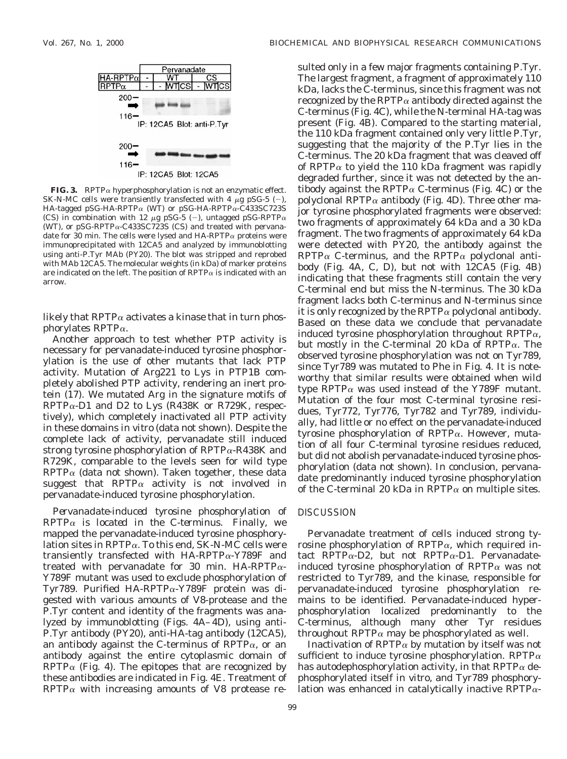**FIG. 3.** RPTPα hyperphosphorylation is not an enzymatic effect. SK-N-MC cells were transiently transfected with 4 μg pSG-5 (−), HA-tagged pSG-HA-RPTPα (WT) or pSG-HA-RPTPα-C433SC723S (CS) in combination with 12 μg pSG-5 (−), untagged pSG-RPTPα (WT), or pSG-RPTPα-C433SC723S (CS) and treated with pervanadate for 30 min. The cells were lysed and HA-RPTPα proteins were immunoprecipitated with 12CA5 and analyzed by immunoblotting using anti-P.Tyr MAb (PY20). The blot was stripped and reprobed with MAb 12CA5. The molecular weights (in kDa) of marker proteins are indicated on the left. The position of RPTPα is indicated with an arrow.

likely that RPTPα activates a kinase that in turn phosphorylates RPTPα.

Another approach to test whether PTP activity is necessary for pervanadate-induced tyrosine phosphorylation is the use of other mutants that lack PTP activity. Mutation of Arg221 to Lys in PTP1B completely abolished PTP activity, rendering an inert protein (17). We mutated Arg in the signature motifs of RPTPα-D1 and D2 to Lys (R438K or R729K, respectively), which completely inactivated all PTP activity in these domains in vitro (data not shown). Despite the complete lack of activity, pervanadate still induced strong tyrosine phosphorylation of RPTPα-R438K and R729K, comparable to the levels seen for wild type RPTPα (data not shown). Taken together, these data suggest that RPTPα activity is not involved in pervanadate-induced tyrosine phosphorylation.

*Pervanadate-induced tyrosine phosphorylation of RPTPα is located in the C-terminus.* Finally, we mapped the pervanadate-induced tyrosine phosphorylation sites in RPTPα. To this end, SK-N-MC cells were transiently transfected with HA-RPTPα-Y789F and treated with pervanadate for 30 min. HA-RPTPα-Y789F mutant was used to exclude phosphorylation of Tyr789. Purified HA-RPTPα-Y789F protein was digested with various amounts of V8-protease and the P.Tyr content and identity of the fragments was analyzed by immunoblotting (Figs. 4A–4D), using anti-P.Tyr antibody (PY20), anti-HA-tag antibody (12CA5), an antibody against the C-terminus of RPTPα, or an antibody against the entire cytoplasmic domain of RPTPα (Fig. 4). The epitopes that are recognized by these antibodies are indicated in Fig. 4E. Treatment of RPTPα with increasing amounts of V8 protease resulted only in a few major fragments containing P.Tyr. The largest fragment, a fragment of approximately 110 kDa, lacks the C-terminus, since this fragment was not recognized by the RPTPα antibody directed against the C-terminus (Fig. 4C), while the N-terminal HA-tag was present (Fig. 4B). Compared to the starting material, the 110 kDa fragment contained only very little P.Tyr, suggesting that the majority of the P.Tyr lies in the C-terminus. The 20 kDa fragment that was cleaved off of RPTPα to yield the 110 kDa fragment was rapidly degraded further, since it was not detected by the antibody against the RPTPα C-terminus (Fig. 4C) or the polyclonal RPTPα antibody (Fig. 4D). Three other major tyrosine phosphorylated fragments were observed: two fragments of approximately 64 kDa and a 30 kDa fragment. The two fragments of approximately 64 kDa were detected with PY20, the antibody against the RPTPα C-terminus, and the RPTPα polyclonal antibody (Fig. 4A, C, D), but not with 12CA5 (Fig. 4B) indicating that these fragments still contain the very C-terminal end but miss the N-terminus. The 30 kDa fragment lacks both C-terminus and N-terminus since it is only recognized by the RPTPα polyclonal antibody. Based on these data we conclude that pervanadate induced tyrosine phosphorylation throughout RPTPα, but mostly in the C-terminal 20 kDa of RPTPα. The observed tyrosine phosphorylation was not on Tyr789, since Tyr789 was mutated to Phe in Fig. 4. It is noteworthy that similar results were obtained when wild type RPTPα was used instead of the Y789F mutant. Mutation of the four most C-terminal tyrosine residues, Tyr772, Tyr776, Tyr782 and Tyr789, individually, had little or no effect on the pervanadate-induced tyrosine phosphorylation of RPTPα. However, mutation of all four C-terminal tyrosine residues reduced, but did not abolish pervanadate-induced tyrosine phosphorylation (data not shown). In conclusion, pervanadate predominantly induced tyrosine phosphorylation of the C-terminal 20 kDa in RPTPα on multiple sites.

## DISCUSSION

Pervanadate treatment of cells induced strong tyrosine phosphorylation of RPTPα, which required intact RPTPα-D2, but not RPTPα-D1. Pervanadate-induced tyrosine phosphorylation of RPTPα was not restricted to Tyr789, and the kinase, responsible for pervanadate-induced tyrosine phosphorylation remains to be identified. Pervanadate-induced hyperphosphorylation localized predominantly to the C-terminus, although many other Tyr residues throughout RPTPα may be phosphorylated as well.

Inactivation of RPTPα by mutation by itself was not sufficient to induce tyrosine phosphorylation. RPTPα has autodephosphorylation activity, in that RPTPα dephosphorylated itself in vitro, and Tyr789 phosphorylation was enhanced in catalytically inactive RPTPα-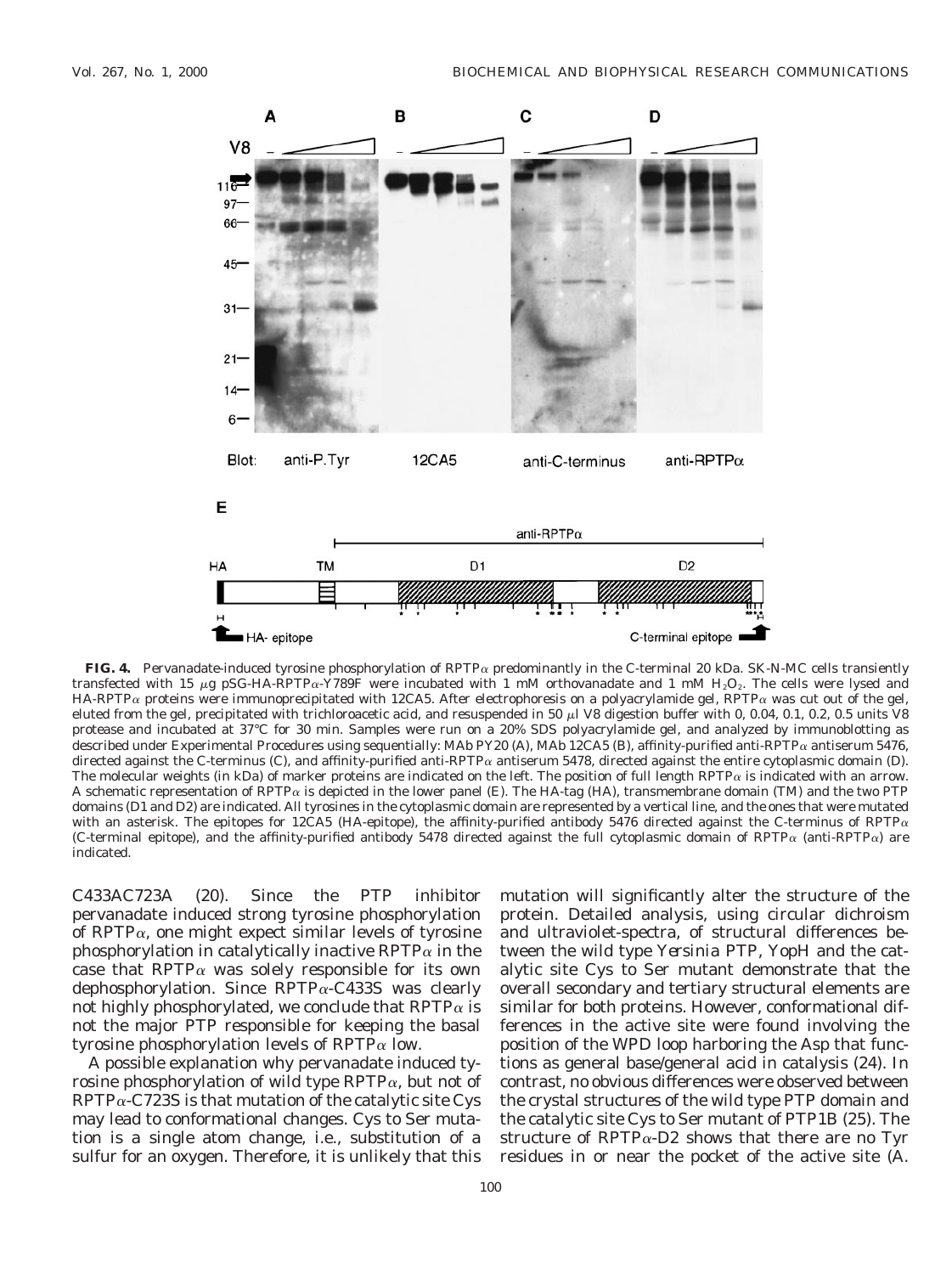**FIG. 4.** Pervanadate-induced tyrosine phosphorylation of RPTP$\alpha$ predominantly in the C-terminal 20 kDa. SK-N-MC cells transiently transfected with 15 $\mu$g pSG-HA-RPTP$\alpha$-Y789F were incubated with 1 mM orthovanadate and 1 mM $H_2O_2$. The cells were lysed and HA-RPTP$\alpha$ proteins were immunoprecipitated with 12CA5. After electrophoresis on a polyacrylamide gel, RPTP$\alpha$ was cut out of the gel, eluted from the gel, precipitated with trichloroacetic acid, and resuspended in 50 $\mu$l V8 digestion buffer with 0, 0.04, 0.1, 0.2, 0.5 units V8 protease and incubated at 37°C for 30 min. Samples were run on a 20% SDS polyacrylamide gel, and analyzed by immunoblotting as described under Experimental Procedures using sequentially: MAb PY20 (A), MAb 12CA5 (B), affinity-purified anti-RPTP$\alpha$ antiserum 5476, directed against the C-terminus (C), and affinity-purified anti-RPTP$\alpha$ antiserum 5478, directed against the entire cytoplasmic domain (D). The molecular weights (in kDa) of marker proteins are indicated on the left. The position of full length RPTP$\alpha$ is indicated with an arrow. A schematic representation of RPTP$\alpha$ is depicted in the lower panel (E). The HA-tag (HA), transmembrane domain (TM) and the two PTP domains (D1 and D2) are indicated. All tyrosines in the cytoplasmic domain are represented by a vertical line, and the ones that were mutated with an asterisk. The epitopes for 12CA5 (HA-epitope), the affinity-purified antibody 5476 directed against the C-terminus of RPTP$\alpha$ (C-terminal epitope), and the affinity-purified antibody 5478 directed against the full cytoplasmic domain of RPTP$\alpha$ (anti-RPTP$\alpha$) are indicated.

C433AC723A (20). Since the PTP inhibitor pervanadate induced strong tyrosine phosphorylation of RPTP$\alpha$, one might expect similar levels of tyrosine phosphorylation in catalytically inactive RPTP$\alpha$ in the case that RPTP$\alpha$ was solely responsible for its own dephosphorylation. Since RPTP$\alpha$-C433S was clearly not highly phosphorylated, we conclude that RPTP$\alpha$ is not the major PTP responsible for keeping the basal tyrosine phosphorylation levels of RPTP$\alpha$ low.

A possible explanation why pervanadate induced tyrosine phosphorylation of wild type RPTP$\alpha$, but not of RPTP$\alpha$-C723S is that mutation of the catalytic site Cys may lead to conformational changes. Cys to Ser mutation is a single atom change, i.e., substitution of a sulfur for an oxygen. Therefore, it is unlikely that this mutation will significantly alter the structure of the protein. Detailed analysis, using circular dichroism and ultraviolet-spectra, of structural differences between the wild type *Yersinia* PTP, YopH and the catalytic site Cys to Ser mutant demonstrate that the overall secondary and tertiary structural elements are similar for both proteins. However, conformational differences in the active site were found involving the position of the WPD loop harboring the Asp that functions as general base/general acid in catalysis (24). In contrast, no obvious differences were observed between the crystal structures of the wild type PTP domain and the catalytic site Cys to Ser mutant of PTP1B (25). The structure of RPTP$\alpha$-D2 shows that there are no Tyr residues in or near the pocket of the active site (A.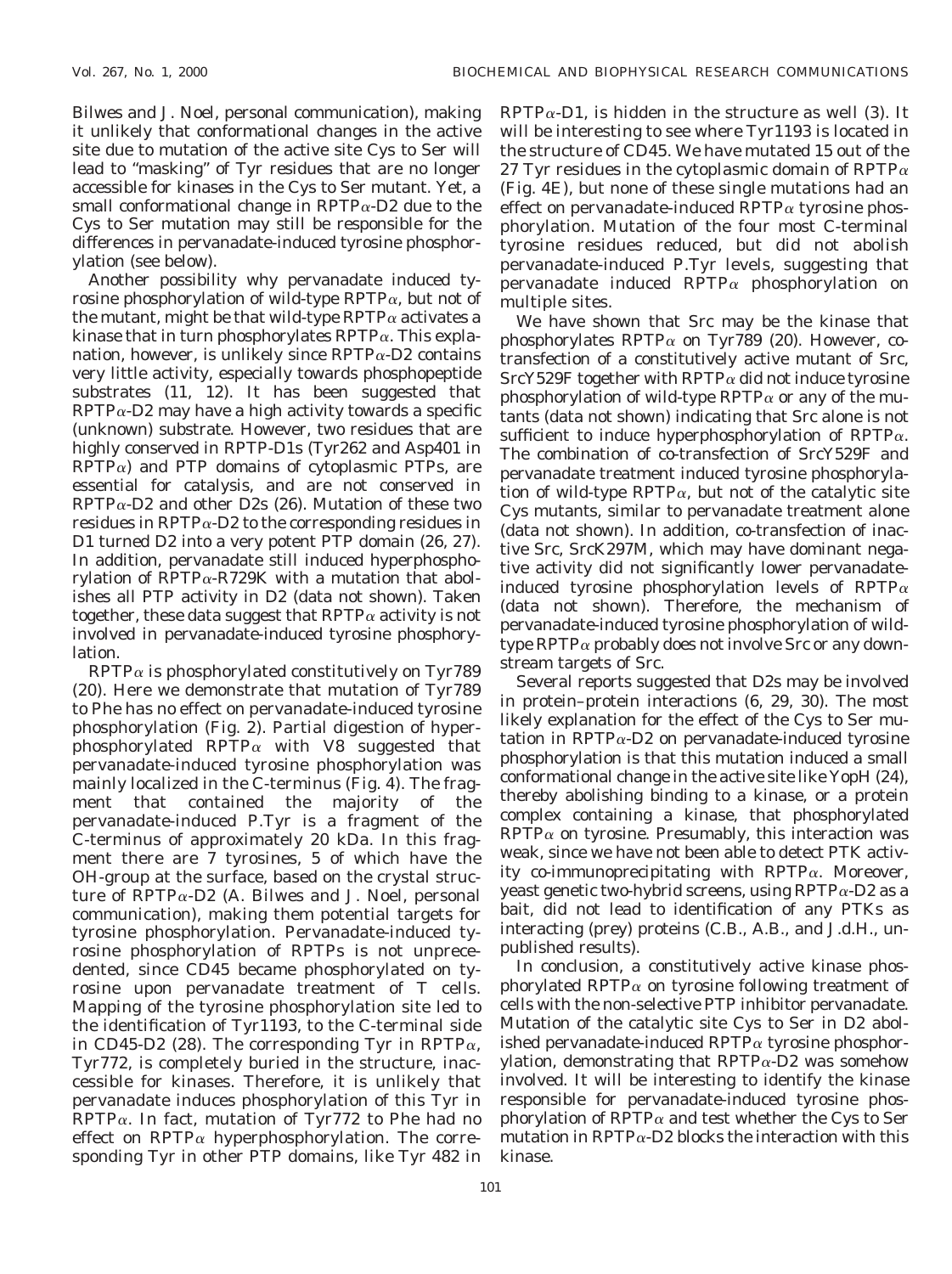Bilwes and J. Noel, personal communication), making it unlikely that conformational changes in the active site due to mutation of the active site Cys to Ser will lead to "masking" of Tyr residues that are no longer accessible for kinases in the Cys to Ser mutant. Yet, a small conformational change in RPTPα-D2 due to the Cys to Ser mutation may still be responsible for the differences in pervanadate-induced tyrosine phosphorylation (see below).

Another possibility why pervanadate induced tyrosine phosphorylation of wild-type RPTPα, but not of the mutant, might be that wild-type RPTPα activates a kinase that in turn phosphorylates RPTPα. This explanation, however, is unlikely since RPTPα-D2 contains very little activity, especially towards phosphopeptide substrates (11, 12). It has been suggested that RPTPα-D2 may have a high activity towards a specific (unknown) substrate. However, two residues that are highly conserved in RPTP-D1s (Tyr262 and Asp401 in RPTPα) and PTP domains of cytoplasmic PTPs, are essential for catalysis, and are not conserved in RPTPα-D2 and other D2s (26). Mutation of these two residues in RPTPα-D2 to the corresponding residues in D1 turned D2 into a very potent PTP domain (26, 27). In addition, pervanadate still induced hyperphosphorylation of RPTPα-R729K with a mutation that abolishes all PTP activity in D2 (data not shown). Taken together, these data suggest that RPTPα activity is not involved in pervanadate-induced tyrosine phosphorylation.

RPTPα is phosphorylated constitutively on Tyr789 (20). Here we demonstrate that mutation of Tyr789 to Phe has no effect on pervanadate-induced tyrosine phosphorylation (Fig. 2). Partial digestion of hyperphosphorylated RPTPα with V8 suggested that pervanadate-induced tyrosine phosphorylation was mainly localized in the C-terminus (Fig. 4). The fragment that contained the majority of the pervanadate-induced P.Tyr is a fragment of the C-terminus of approximately 20 kDa. In this fragment there are 7 tyrosines, 5 of which have the OH-group at the surface, based on the crystal structure of RPTPα-D2 (A. Bilwes and J. Noel, personal communication), making them potential targets for tyrosine phosphorylation. Pervanadate-induced tyrosine phosphorylation of RPTPs is not unprecedented, since CD45 became phosphorylated on tyrosine upon pervanadate treatment of T cells. Mapping of the tyrosine phosphorylation site led to the identification of Tyr1193, to the C-terminal side in CD45-D2 (28). The corresponding Tyr in RPTPα, Tyr772, is completely buried in the structure, inaccessible for kinases. Therefore, it is unlikely that pervanadate induces phosphorylation of this Tyr in RPTPα. In fact, mutation of Tyr772 to Phe had no effect on RPTPα hyperphosphorylation. The corresponding Tyr in other PTP domains, like Tyr 482 in RPTPα-D1, is hidden in the structure as well (3). It will be interesting to see where Tyr1193 is located in the structure of CD45. We have mutated 15 out of the 27 Tyr residues in the cytoplasmic domain of RPTPα (Fig. 4E), but none of these single mutations had an effect on pervanadate-induced RPTPα tyrosine phosphorylation. Mutation of the four most C-terminal tyrosine residues reduced, but did not abolish pervanadate-induced P.Tyr levels, suggesting that pervanadate induced RPTPα phosphorylation on multiple sites.

We have shown that Src may be the kinase that phosphorylates RPTPα on Tyr789 (20). However, co-transfection of a constitutively active mutant of Src, SrcY529F together with RPTPα did not induce tyrosine phosphorylation of wild-type RPTPα or any of the mutants (data not shown) indicating that Src alone is not sufficient to induce hyperphosphorylation of RPTPα. The combination of co-transfection of SrcY529F and pervanadate treatment induced tyrosine phosphorylation of wild-type RPTPα, but not of the catalytic site Cys mutants, similar to pervanadate treatment alone (data not shown). In addition, co-transfection of inactive Src, SrcK297M, which may have dominant negative activity did not significantly lower pervanadate-induced tyrosine phosphorylation levels of RPTPα (data not shown). Therefore, the mechanism of pervanadate-induced tyrosine phosphorylation of wild-type RPTPα probably does not involve Src or any downstream targets of Src.

Several reports suggested that D2s may be involved in protein–protein interactions (6, 29, 30). The most likely explanation for the effect of the Cys to Ser mutation in RPTPα-D2 on pervanadate-induced tyrosine phosphorylation is that this mutation induced a small conformational change in the active site like YopH (24), thereby abolishing binding to a kinase, or a protein complex containing a kinase, that phosphorylated RPTPα on tyrosine. Presumably, this interaction was weak, since we have not been able to detect PTK activity co-immunoprecipitating with RPTPα. Moreover, yeast genetic two-hybrid screens, using RPTPα-D2 as a bait, did not lead to identification of any PTKs as interacting (prey) proteins (C.B., A.B., and J.d.H., unpublished results).

In conclusion, a constitutively active kinase phosphorylated RPTPα on tyrosine following treatment of cells with the non-selective PTP inhibitor pervanadate. Mutation of the catalytic site Cys to Ser in D2 abolished pervanadate-induced RPTPα tyrosine phosphorylation, demonstrating that RPTPα-D2 was somehow involved. It will be interesting to identify the kinase responsible for pervanadate-induced tyrosine phosphorylation of RPTPα and test whether the Cys to Ser mutation in RPTPα-D2 blocks the interaction with this kinase.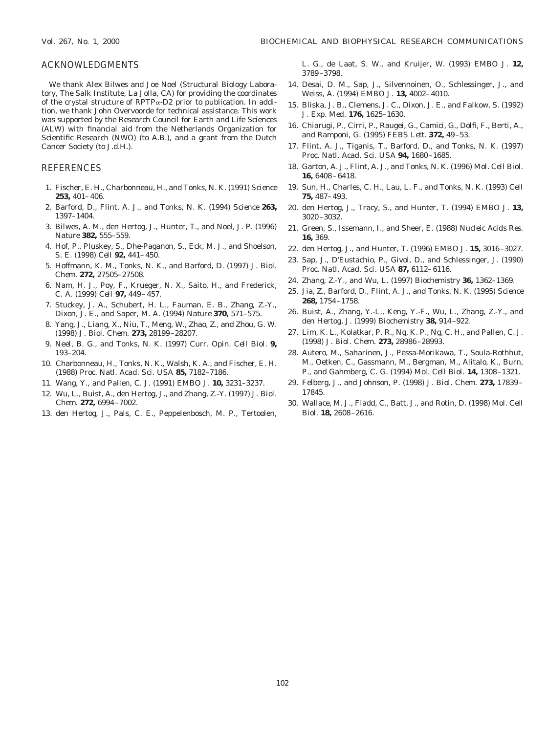## ACKNOWLEDGMENTS

We thank Alex Bilwes and Joe Noel (Structural Biology Laboratory, The Salk Institute, La Jolla, CA) for providing the coordinates of the crystal structure of RPTP$\alpha$-D2 prior to publication. In addition, we thank John Overvoorde for technical assistance. This work was supported by the Research Council for Earth and Life Sciences (ALW) with financial aid from the Netherlands Organization for Scientific Research (NWO) (to A.B.), and a grant from the Dutch Cancer Society (to J.d.H.).

## REFERENCES

1. Fischer, E. H., Charbonneau, H., and Tonks, N. K. (1991) *Science* **253,** 401–406.
2. Barford, D., Flint, A. J., and Tonks, N. K. (1994) *Science* **263,** 1397–1404.
3. Bilwes, A. M., den Hertog, J., Hunter, T., and Noel, J. P. (1996) *Nature* **382,** 555–559.
4. Hof, P., Pluskey, S., Dhe-Paganon, S., Eck, M. J., and Shoelson, S. E. (1998) *Cell* **92,** 441–450.
5. Hoffmann, K. M., Tonks, N. K., and Barford, D. (1997) *J. Biol. Chem.* **272,** 27505–27508.
6. Nam, H. J., Poy, F., Krueger, N. X., Saito, H., and Frederick, C. A. (1999) *Cell* **97,** 449–457.
7. Stuckey, J. A., Schubert, H. L., Fauman, E. B., Zhang, Z.-Y., Dixon, J. E., and Saper, M. A. (1994) *Nature* **370,** 571–575.
8. Yang, J., Liang, X., Niu, T., Meng, W., Zhao, Z., and Zhou, G. W. (1998) *J. Biol. Chem.* **273,** 28199–28207.
9. Neel, B. G., and Tonks, N. K. (1997) *Curr. Opin. Cell Biol.* **9,** 193–204.
10. Charbonneau, H., Tonks, N. K., Walsh, K. A., and Fischer, E. H. (1988) *Proc. Natl. Acad. Sci. USA* **85,** 7182–7186.
11. Wang, Y., and Pallen, C. J. (1991) *EMBO J.* **10,** 3231–3237.
12. Wu, L., Buist, A., den Hertog, J., and Zhang, Z.-Y. (1997) *J. Biol. Chem.* **272,** 6994–7002.
13. den Hertog, J., Pals, C. E., Peppelenbosch, M. P., Tertoolen, L. G., de Laat, S. W., and Kruijer, W. (1993) *EMBO J.* **12,** 3789–3798.
14. Desai, D. M., Sap, J., Silvennoinen, O., Schlessinger, J., and Weiss, A. (1994) *EMBO J.* **13,** 4002–4010.
15. Bliska, J. B., Clemens, J. C., Dixon, J. E., and Falkow, S. (1992) *J. Exp. Med.* **176,** 1625–1630.
16. Chiarugi, P., Cirri, P., Raugei, G., Camici, G., Dolfi, F., Berti, A., and Ramponi, G. (1995) *FEBS Lett.* **372,** 49–53.
17. Flint, A. J., Tiganis, T., Barford, D., and Tonks, N. K. (1997) *Proc. Natl. Acad. Sci. USA* **94,** 1680–1685.
18. Garton, A. J., Flint, A. J., and Tonks, N. K. (1996) *Mol. Cell Biol.* **16,** 6408–6418.
19. Sun, H., Charles, C. H., Lau, L. F., and Tonks, N. K. (1993) *Cell* **75,** 487–493.
20. den Hertog, J., Tracy, S., and Hunter, T. (1994) *EMBO J.* **13,** 3020–3032.
21. Green, S., Issemann, I., and Sheer, E. (1988) *Nucleic Acids Res.* **16,** 369.
22. den Hertog, J., and Hunter, T. (1996) *EMBO J.* **15,** 3016–3027.
23. Sap, J., D'Eustachio, P., Givol, D., and Schlessinger, J. (1990) *Proc. Natl. Acad. Sci. USA* **87,** 6112–6116.
24. Zhang, Z.-Y., and Wu, L. (1997) *Biochemistry* **36,** 1362–1369.
25. Jia, Z., Barford, D., Flint, A. J., and Tonks, N. K. (1995) *Science* **268,** 1754–1758.
26. Buist, A., Zhang, Y.-L., Keng, Y.-F., Wu, L., Zhang, Z.-Y., and den Hertog, J. (1999) *Biochemistry* **38,** 914–922.
27. Lim, K. L., Kolatkar, P. R., Ng, K. P., Ng, C. H., and Pallen, C. J. (1998) *J. Biol. Chem.* **273,** 28986–28993.
28. Autero, M., Saharinen, J., Pessa-Morikawa, T., Soula-Rothhut, M., Oetken, C., Gassmann, M., Bergman, M., Alitalo, K., Burn, P., and Gahmberg, C. G. (1994) *Mol. Cell Biol.* **14,** 1308–1321.
29. Felberg, J., and Johnson, P. (1998) *J. Biol. Chem.* **273,** 17839–17845.
30. Wallace, M. J., Fladd, C., Batt, J., and Rotin, D. (1998) *Mol. Cell Biol.* **18,** 2608–2616.